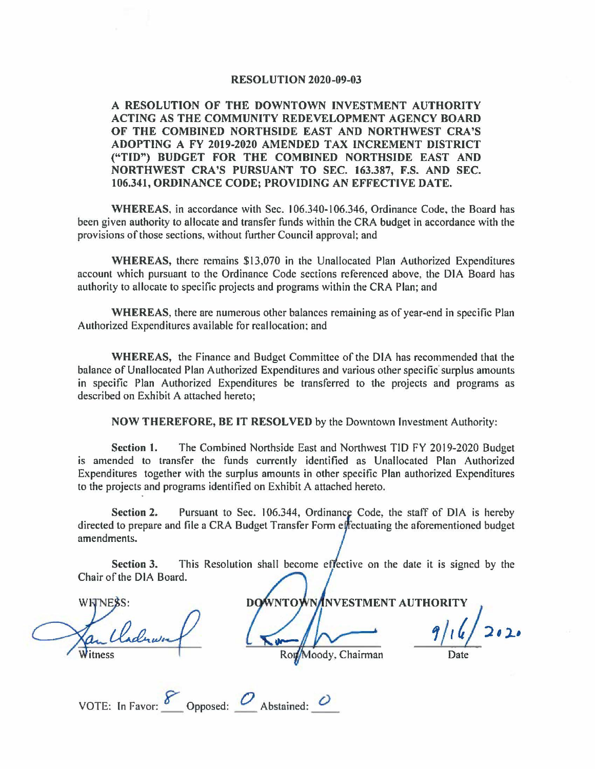# RESOLUTION 2020-09-03

**A RESOLUTION OF THE DOWNTOWN INVESTMENT AUTHORITY ACTING AS THE COMMUNITY REDEVELOPMENT AGENCY BOARD OF THE COMBINED NORTHSIDE EAST AND NORTHWEST CRA'S ADOPTING A FY 2019-2020 AMENDED TAX INCREMENT DISTRICT ("TID") BUDGET FOR THE COMBINED NORTHSIDE EAST AND NORTHWEST CRA'S PURSUANT TO SEC. 163.387, F.S. AND SEC. 106.341, ORDINANCE CODE; PROVIDING AN EFFECTIVE DATE.**

**WHEREAS**, in accordance with Sec. 106.340-106.346, Ordinance Code, the Board has been given authority to allocate and transfer funds within the CRA budget in accordance with the provisions of those sections, without further Council approval; and

**WHEREAS**, there remains $13,070 in the Unallocated Plan Authorized Expenditures account which pursuant to the Ordinance Code sections referenced above, the DIA Board has authority to allocate to specific projects and programs within the CRA Plan; and

**WHEREAS**, there are numerous other balances remaining as of year-end in specific Plan Authorized Expenditures available for reallocation; and

**WHEREAS**, the Finance and Budget Committee of the DIA has recommended that the balance of Unallocated Plan Authorized Expenditures and various other specific surplus amounts in specific Plan Authorized Expenditures be transferred to the projects and programs as described on Exhibit A attached hereto;

**NOW THEREFORE, BE IT RESOLVED** by the Downtown Investment Authority:

**Section 1.** The Combined Northside East and Northwest TID FY 2019-2020 Budget is amended to transfer the funds currently identified as Unallocated Plan Authorized Expenditures together with the surplus amounts in other specific Plan authorized Expenditures to the projects and programs identified on Exhibit A attached hereto.

**Section 2.** Pursuant to Sec. 106.344, Ordinance Code, the staff of DIA is hereby directed to prepare and file a CRA Budget Transfer Form effectuating the aforementioned budget amendments.

**Section 3.** This Resolution shall become effective on the date it is signed by the Chair of the DIA Board.

WITNESS: **DOWNTOWN INVESTMENT AUTHORITY**

_______________ Witness

_______________ Ron Moody, Chairman

9/16/2020 Date

VOTE: In Favor: 8 Opposed: 0 Abstained: 0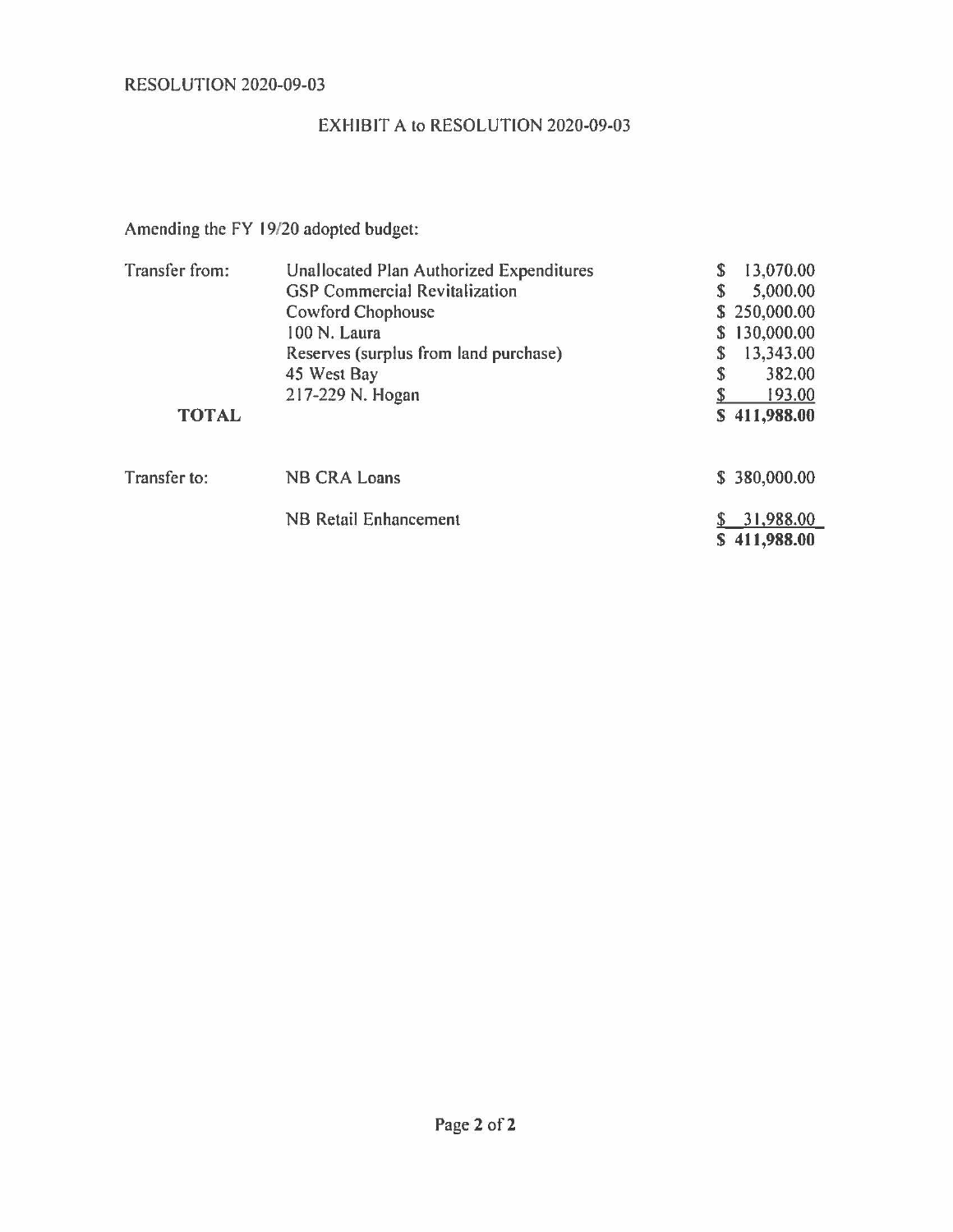RESOLUTION 2020-09-03

## EXHIBIT A to RESOLUTION 2020-09-03

Amending the FY 19/20 adopted budget:

| | | |
|---|---|---|
| Transfer from: | Unallocated Plan Authorized Expenditures | $ 13,070.00 |
| | GSP Commercial Revitalization | $ 5,000.00 |
| | Cowford Chophouse | $ 250,000.00 |
| | 100 N. Laura | $ 130,000.00 |
| | Reserves (surplus from land purchase) | $ 13,343.00 |
| | 45 West Bay | $ 382.00 |
| | 217-229 N. Hogan | $ 193.00 |
| **TOTAL** | | **$ 411,988.00** |
| | | |
| Transfer to: | NB CRA Loans | $ 380,000.00 |
| | NB Retail Enhancement | $ 31,988.00 |
| | | **$ 411,988.00** |